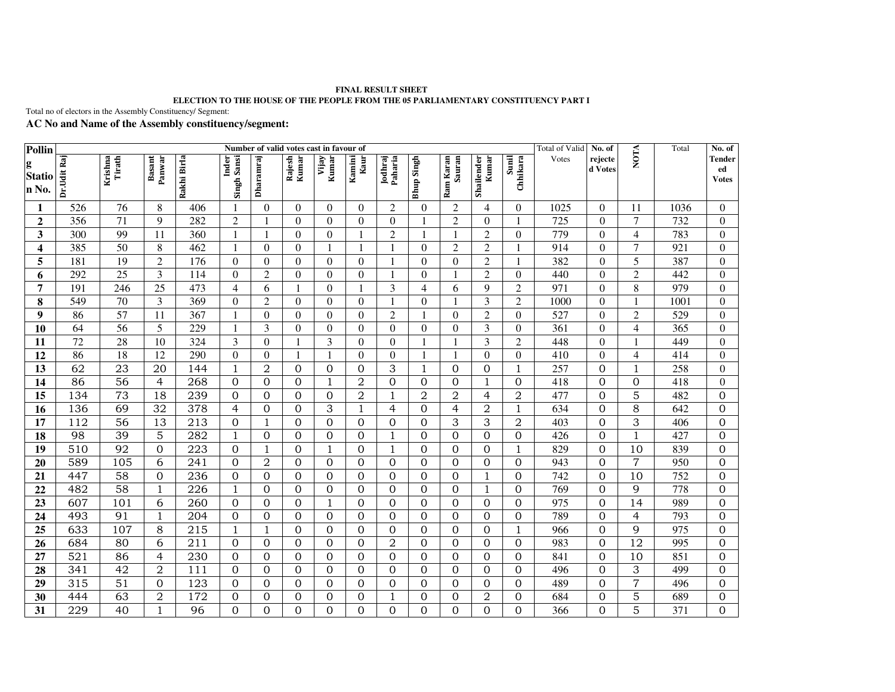**FINAL RESULT SHEET**

**ELECTION TO THE HOUSE OF THE PEOPLE FROM THE 05 PARLIAMENTARY CONSTITUENCY PART I**

Total no of electors in the Assembly Constituency/ Segment:

**AC No and Name of the Assembly constituency/segment:**

| Polling Station No. | Number of valid votes cast in favour of | | | | | | | | | | | | | | Total of Valid Votes | No. of rejected Votes | NOTA | Total | No. of Tendered Votes |
|---|---|---|---|---|---|---|---|---|---|---|---|---|---|---|---|---|---|---|---|
| | Dr.Udit Raj | Krishna Tirath | Basant Panwar | Rakhi Birla | Inder Singh Sansi | Dharamraj | Rajesh Kumar | Vijay Kumar | Kamini Kaur | Jodhraj Paharia | Bhup Singh | Ram Karan Sauran | Shailender Kumar | Sunil Chhikara | | | | | |
| **1** | 526 | 76 | 8 | 406 | 1 | 0 | 0 | 0 | 0 | 2 | 0 | 2 | 4 | 0 | 1025 | 0 | 11 | 1036 | 0 |
| **2** | 356 | 71 | 9 | 282 | 2 | 1 | 0 | 0 | 0 | 0 | 1 | 2 | 0 | 1 | 725 | 0 | 7 | 732 | 0 |
| **3** | 300 | 99 | 11 | 360 | 1 | 1 | 0 | 0 | 1 | 2 | 1 | 1 | 2 | 0 | 779 | 0 | 4 | 783 | 0 |
| **4** | 385 | 50 | 8 | 462 | 1 | 0 | 0 | 1 | 1 | 1 | 0 | 2 | 2 | 1 | 914 | 0 | 7 | 921 | 0 |
| **5** | 181 | 19 | 2 | 176 | 0 | 0 | 0 | 0 | 0 | 1 | 0 | 0 | 2 | 1 | 382 | 0 | 5 | 387 | 0 |
| **6** | 292 | 25 | 3 | 114 | 0 | 2 | 0 | 0 | 0 | 1 | 0 | 1 | 2 | 0 | 440 | 0 | 2 | 442 | 0 |
| **7** | 191 | 246 | 25 | 473 | 4 | 6 | 1 | 0 | 1 | 3 | 4 | 6 | 9 | 2 | 971 | 0 | 8 | 979 | 0 |
| **8** | 549 | 70 | 3 | 369 | 0 | 2 | 0 | 0 | 0 | 1 | 0 | 1 | 3 | 2 | 1000 | 0 | 1 | 1001 | 0 |
| **9** | 86 | 57 | 11 | 367 | 1 | 0 | 0 | 0 | 0 | 2 | 1 | 0 | 2 | 0 | 527 | 0 | 2 | 529 | 0 |
| **10** | 64 | 56 | 5 | 229 | 1 | 3 | 0 | 0 | 0 | 0 | 0 | 0 | 3 | 0 | 361 | 0 | 4 | 365 | 0 |
| **11** | 72 | 28 | 10 | 324 | 3 | 0 | 1 | 3 | 0 | 0 | 1 | 1 | 3 | 2 | 448 | 0 | 1 | 449 | 0 |
| **12** | 86 | 18 | 12 | 290 | 0 | 0 | 1 | 1 | 0 | 0 | 1 | 1 | 0 | 0 | 410 | 0 | 4 | 414 | 0 |
| **13** | 62 | 23 | 20 | 144 | 1 | 2 | 0 | 0 | 0 | 3 | 1 | 0 | 0 | 1 | 257 | 0 | 1 | 258 | 0 |
| **14** | 86 | 56 | 4 | 268 | 0 | 0 | 0 | 1 | 2 | 0 | 0 | 0 | 1 | 0 | 418 | 0 | 0 | 418 | 0 |
| **15** | 134 | 73 | 18 | 239 | 0 | 0 | 0 | 0 | 2 | 1 | 2 | 2 | 4 | 2 | 477 | 0 | 5 | 482 | 0 |
| **16** | 136 | 69 | 32 | 378 | 4 | 0 | 0 | 3 | 1 | 4 | 0 | 4 | 2 | 1 | 634 | 0 | 8 | 642 | 0 |
| **17** | 112 | 56 | 13 | 213 | 0 | 1 | 0 | 0 | 0 | 0 | 0 | 3 | 3 | 2 | 403 | 0 | 3 | 406 | 0 |
| **18** | 98 | 39 | 5 | 282 | 1 | 0 | 0 | 0 | 0 | 1 | 0 | 0 | 0 | 0 | 426 | 0 | 1 | 427 | 0 |
| **19** | 510 | 92 | 0 | 223 | 0 | 1 | 0 | 1 | 0 | 1 | 0 | 0 | 0 | 1 | 829 | 0 | 10 | 839 | 0 |
| **20** | 589 | 105 | 6 | 241 | 0 | 2 | 0 | 0 | 0 | 0 | 0 | 0 | 0 | 0 | 943 | 0 | 7 | 950 | 0 |
| **21** | 447 | 58 | 0 | 236 | 0 | 0 | 0 | 0 | 0 | 0 | 0 | 0 | 1 | 0 | 742 | 0 | 10 | 752 | 0 |
| **22** | 482 | 58 | 1 | 226 | 1 | 0 | 0 | 0 | 0 | 0 | 0 | 0 | 1 | 0 | 769 | 0 | 9 | 778 | 0 |
| **23** | 607 | 101 | 6 | 260 | 0 | 0 | 0 | 1 | 0 | 0 | 0 | 0 | 0 | 0 | 975 | 0 | 14 | 989 | 0 |
| **24** | 493 | 91 | 1 | 204 | 0 | 0 | 0 | 0 | 0 | 0 | 0 | 0 | 0 | 0 | 789 | 0 | 4 | 793 | 0 |
| **25** | 633 | 107 | 8 | 215 | 1 | 1 | 0 | 0 | 0 | 0 | 0 | 0 | 0 | 1 | 966 | 0 | 9 | 975 | 0 |
| **26** | 684 | 80 | 6 | 211 | 0 | 0 | 0 | 0 | 0 | 2 | 0 | 0 | 0 | 0 | 983 | 0 | 12 | 995 | 0 |
| **27** | 521 | 86 | 4 | 230 | 0 | 0 | 0 | 0 | 0 | 0 | 0 | 0 | 0 | 0 | 841 | 0 | 10 | 851 | 0 |
| **28** | 341 | 42 | 2 | 111 | 0 | 0 | 0 | 0 | 0 | 0 | 0 | 0 | 0 | 0 | 496 | 0 | 3 | 499 | 0 |
| **29** | 315 | 51 | 0 | 123 | 0 | 0 | 0 | 0 | 0 | 0 | 0 | 0 | 0 | 0 | 489 | 0 | 7 | 496 | 0 |
| **30** | 444 | 63 | 2 | 172 | 0 | 0 | 0 | 0 | 0 | 1 | 0 | 0 | 2 | 0 | 684 | 0 | 5 | 689 | 0 |
| **31** | 229 | 40 | 1 | 96 | 0 | 0 | 0 | 0 | 0 | 0 | 0 | 0 | 0 | 0 | 366 | 0 | 5 | 371 | 0 |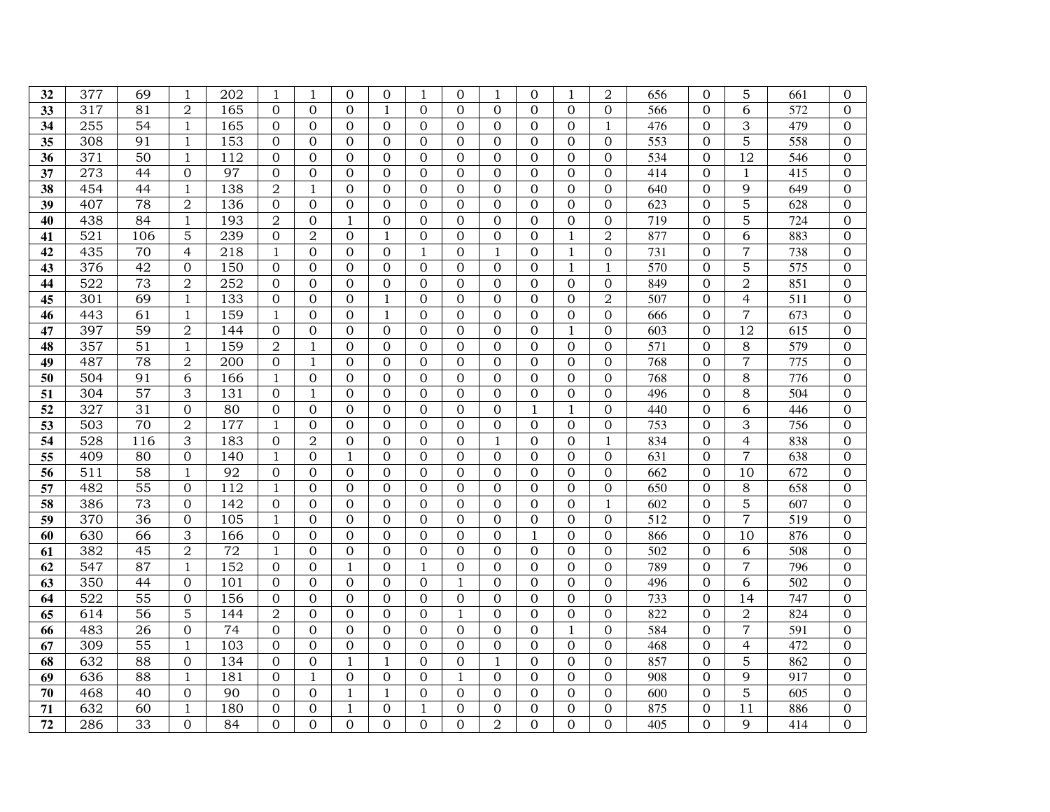| **32** | 377 | 69 | 1 | 202 | 1 | 1 | 0 | 0 | 1 | 0 | 1 | 0 | 1 | 2 | 656 | 0 | 5 | 661 | 0 |
|---|---|---|---|---|---|---|---|---|---|---|---|---|---|---|---|---|---|---|---|
| **33** | 317 | 81 | 2 | 165 | 0 | 0 | 0 | 1 | 0 | 0 | 0 | 0 | 0 | 0 | 566 | 0 | 6 | 572 | 0 |
| **34** | 255 | 54 | 1 | 165 | 0 | 0 | 0 | 0 | 0 | 0 | 0 | 0 | 0 | 1 | 476 | 0 | 3 | 479 | 0 |
| **35** | 308 | 91 | 1 | 153 | 0 | 0 | 0 | 0 | 0 | 0 | 0 | 0 | 0 | 0 | 553 | 0 | 5 | 558 | 0 |
| **36** | 371 | 50 | 1 | 112 | 0 | 0 | 0 | 0 | 0 | 0 | 0 | 0 | 0 | 0 | 534 | 0 | 12 | 546 | 0 |
| **37** | 273 | 44 | 0 | 97 | 0 | 0 | 0 | 0 | 0 | 0 | 0 | 0 | 0 | 0 | 414 | 0 | 1 | 415 | 0 |
| **38** | 454 | 44 | 1 | 138 | 2 | 1 | 0 | 0 | 0 | 0 | 0 | 0 | 0 | 0 | 640 | 0 | 9 | 649 | 0 |
| **39** | 407 | 78 | 2 | 136 | 0 | 0 | 0 | 0 | 0 | 0 | 0 | 0 | 0 | 0 | 623 | 0 | 5 | 628 | 0 |
| **40** | 438 | 84 | 1 | 193 | 2 | 0 | 1 | 0 | 0 | 0 | 0 | 0 | 0 | 0 | 719 | 0 | 5 | 724 | 0 |
| **41** | 521 | 106 | 5 | 239 | 0 | 2 | 0 | 1 | 0 | 0 | 0 | 0 | 1 | 2 | 877 | 0 | 6 | 883 | 0 |
| **42** | 435 | 70 | 4 | 218 | 1 | 0 | 0 | 0 | 1 | 0 | 1 | 0 | 1 | 0 | 731 | 0 | 7 | 738 | 0 |
| **43** | 376 | 42 | 0 | 150 | 0 | 0 | 0 | 0 | 0 | 0 | 0 | 0 | 1 | 1 | 570 | 0 | 5 | 575 | 0 |
| **44** | 522 | 73 | 2 | 252 | 0 | 0 | 0 | 0 | 0 | 0 | 0 | 0 | 0 | 0 | 849 | 0 | 2 | 851 | 0 |
| **45** | 301 | 69 | 1 | 133 | 0 | 0 | 0 | 1 | 0 | 0 | 0 | 0 | 0 | 2 | 507 | 0 | 4 | 511 | 0 |
| **46** | 443 | 61 | 1 | 159 | 1 | 0 | 0 | 1 | 0 | 0 | 0 | 0 | 0 | 0 | 666 | 0 | 7 | 673 | 0 |
| **47** | 397 | 59 | 2 | 144 | 0 | 0 | 0 | 0 | 0 | 0 | 0 | 0 | 1 | 0 | 603 | 0 | 12 | 615 | 0 |
| **48** | 357 | 51 | 1 | 159 | 2 | 1 | 0 | 0 | 0 | 0 | 0 | 0 | 0 | 0 | 571 | 0 | 8 | 579 | 0 |
| **49** | 487 | 78 | 2 | 200 | 0 | 1 | 0 | 0 | 0 | 0 | 0 | 0 | 0 | 0 | 768 | 0 | 7 | 775 | 0 |
| **50** | 504 | 91 | 6 | 166 | 1 | 0 | 0 | 0 | 0 | 0 | 0 | 0 | 0 | 0 | 768 | 0 | 8 | 776 | 0 |
| **51** | 304 | 57 | 3 | 131 | 0 | 1 | 0 | 0 | 0 | 0 | 0 | 0 | 0 | 0 | 496 | 0 | 8 | 504 | 0 |
| **52** | 327 | 31 | 0 | 80 | 0 | 0 | 0 | 0 | 0 | 0 | 0 | 1 | 1 | 0 | 440 | 0 | 6 | 446 | 0 |
| **53** | 503 | 70 | 2 | 177 | 1 | 0 | 0 | 0 | 0 | 0 | 0 | 0 | 0 | 0 | 753 | 0 | 3 | 756 | 0 |
| **54** | 528 | 116 | 3 | 183 | 0 | 2 | 0 | 0 | 0 | 0 | 1 | 0 | 0 | 1 | 834 | 0 | 4 | 838 | 0 |
| **55** | 409 | 80 | 0 | 140 | 1 | 0 | 1 | 0 | 0 | 0 | 0 | 0 | 0 | 0 | 631 | 0 | 7 | 638 | 0 |
| **56** | 511 | 58 | 1 | 92 | 0 | 0 | 0 | 0 | 0 | 0 | 0 | 0 | 0 | 0 | 662 | 0 | 10 | 672 | 0 |
| **57** | 482 | 55 | 0 | 112 | 1 | 0 | 0 | 0 | 0 | 0 | 0 | 0 | 0 | 0 | 650 | 0 | 8 | 658 | 0 |
| **58** | 386 | 73 | 0 | 142 | 0 | 0 | 0 | 0 | 0 | 0 | 0 | 0 | 0 | 1 | 602 | 0 | 5 | 607 | 0 |
| **59** | 370 | 36 | 0 | 105 | 1 | 0 | 0 | 0 | 0 | 0 | 0 | 0 | 0 | 0 | 512 | 0 | 7 | 519 | 0 |
| **60** | 630 | 66 | 3 | 166 | 0 | 0 | 0 | 0 | 0 | 0 | 0 | 1 | 0 | 0 | 866 | 0 | 10 | 876 | 0 |
| **61** | 382 | 45 | 2 | 72 | 1 | 0 | 0 | 0 | 0 | 0 | 0 | 0 | 0 | 0 | 502 | 0 | 6 | 508 | 0 |
| **62** | 547 | 87 | 1 | 152 | 0 | 0 | 1 | 0 | 1 | 0 | 0 | 0 | 0 | 0 | 789 | 0 | 7 | 796 | 0 |
| **63** | 350 | 44 | 0 | 101 | 0 | 0 | 0 | 0 | 0 | 1 | 0 | 0 | 0 | 0 | 496 | 0 | 6 | 502 | 0 |
| **64** | 522 | 55 | 0 | 156 | 0 | 0 | 0 | 0 | 0 | 0 | 0 | 0 | 0 | 0 | 733 | 0 | 14 | 747 | 0 |
| **65** | 614 | 56 | 5 | 144 | 2 | 0 | 0 | 0 | 0 | 1 | 0 | 0 | 0 | 0 | 822 | 0 | 2 | 824 | 0 |
| **66** | 483 | 26 | 0 | 74 | 0 | 0 | 0 | 0 | 0 | 0 | 0 | 0 | 1 | 0 | 584 | 0 | 7 | 591 | 0 |
| **67** | 309 | 55 | 1 | 103 | 0 | 0 | 0 | 0 | 0 | 0 | 0 | 0 | 0 | 0 | 468 | 0 | 4 | 472 | 0 |
| **68** | 632 | 88 | 0 | 134 | 0 | 0 | 1 | 1 | 0 | 0 | 1 | 0 | 0 | 0 | 857 | 0 | 5 | 862 | 0 |
| **69** | 636 | 88 | 1 | 181 | 0 | 1 | 0 | 0 | 0 | 1 | 0 | 0 | 0 | 0 | 908 | 0 | 9 | 917 | 0 |
| **70** | 468 | 40 | 0 | 90 | 0 | 0 | 1 | 1 | 0 | 0 | 0 | 0 | 0 | 0 | 600 | 0 | 5 | 605 | 0 |
| **71** | 632 | 60 | 1 | 180 | 0 | 0 | 1 | 0 | 1 | 0 | 0 | 0 | 0 | 0 | 875 | 0 | 11 | 886 | 0 |
| **72** | 286 | 33 | 0 | 84 | 0 | 0 | 0 | 0 | 0 | 0 | 2 | 0 | 0 | 0 | 405 | 0 | 9 | 414 | 0 |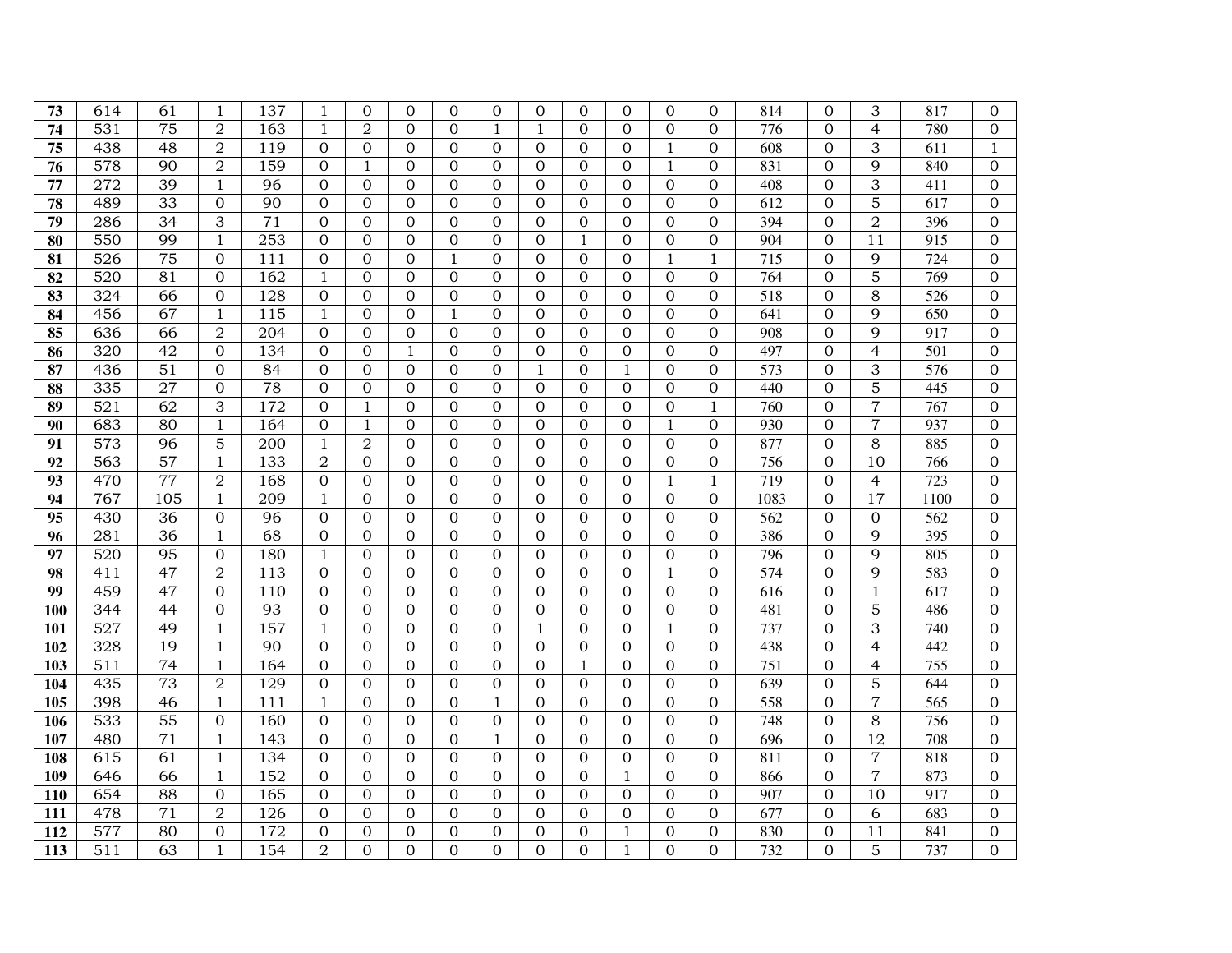| | | | | | | | | | | | | | | | | | | | |
|---|---|---|---|---|---|---|---|---|---|---|---|---|---|---|---|---|---|---|---|
| **73** | 614 | 61 | 1 | 137 | 1 | 0 | 0 | 0 | 0 | 0 | 0 | 0 | 0 | 0 | 814 | 0 | 3 | 817 | 0 |
| **74** | 531 | 75 | 2 | 163 | 1 | 2 | 0 | 0 | 1 | 1 | 0 | 0 | 0 | 0 | 776 | 0 | 4 | 780 | 0 |
| **75** | 438 | 48 | 2 | 119 | 0 | 0 | 0 | 0 | 0 | 0 | 0 | 0 | 1 | 0 | 608 | 0 | 3 | 611 | 1 |
| **76** | 578 | 90 | 2 | 159 | 0 | 1 | 0 | 0 | 0 | 0 | 0 | 0 | 1 | 0 | 831 | 0 | 9 | 840 | 0 |
| **77** | 272 | 39 | 1 | 96 | 0 | 0 | 0 | 0 | 0 | 0 | 0 | 0 | 0 | 0 | 408 | 0 | 3 | 411 | 0 |
| **78** | 489 | 33 | 0 | 90 | 0 | 0 | 0 | 0 | 0 | 0 | 0 | 0 | 0 | 0 | 612 | 0 | 5 | 617 | 0 |
| **79** | 286 | 34 | 3 | 71 | 0 | 0 | 0 | 0 | 0 | 0 | 0 | 0 | 0 | 0 | 394 | 0 | 2 | 396 | 0 |
| **80** | 550 | 99 | 1 | 253 | 0 | 0 | 0 | 0 | 0 | 0 | 1 | 0 | 0 | 0 | 904 | 0 | 11 | 915 | 0 |
| **81** | 526 | 75 | 0 | 111 | 0 | 0 | 0 | 1 | 0 | 0 | 0 | 0 | 1 | 1 | 715 | 0 | 9 | 724 | 0 |
| **82** | 520 | 81 | 0 | 162 | 1 | 0 | 0 | 0 | 0 | 0 | 0 | 0 | 0 | 0 | 764 | 0 | 5 | 769 | 0 |
| **83** | 324 | 66 | 0 | 128 | 0 | 0 | 0 | 0 | 0 | 0 | 0 | 0 | 0 | 0 | 518 | 0 | 8 | 526 | 0 |
| **84** | 456 | 67 | 1 | 115 | 1 | 0 | 0 | 1 | 0 | 0 | 0 | 0 | 0 | 0 | 641 | 0 | 9 | 650 | 0 |
| **85** | 636 | 66 | 2 | 204 | 0 | 0 | 0 | 0 | 0 | 0 | 0 | 0 | 0 | 0 | 908 | 0 | 9 | 917 | 0 |
| **86** | 320 | 42 | 0 | 134 | 0 | 0 | 1 | 0 | 0 | 0 | 0 | 0 | 0 | 0 | 497 | 0 | 4 | 501 | 0 |
| **87** | 436 | 51 | 0 | 84 | 0 | 0 | 0 | 0 | 0 | 1 | 0 | 1 | 0 | 0 | 573 | 0 | 3 | 576 | 0 |
| **88** | 335 | 27 | 0 | 78 | 0 | 0 | 0 | 0 | 0 | 0 | 0 | 0 | 0 | 0 | 440 | 0 | 5 | 445 | 0 |
| **89** | 521 | 62 | 3 | 172 | 0 | 1 | 0 | 0 | 0 | 0 | 0 | 0 | 0 | 1 | 760 | 0 | 7 | 767 | 0 |
| **90** | 683 | 80 | 1 | 164 | 0 | 1 | 0 | 0 | 0 | 0 | 0 | 0 | 1 | 0 | 930 | 0 | 7 | 937 | 0 |
| **91** | 573 | 96 | 5 | 200 | 1 | 2 | 0 | 0 | 0 | 0 | 0 | 0 | 0 | 0 | 877 | 0 | 8 | 885 | 0 |
| **92** | 563 | 57 | 1 | 133 | 2 | 0 | 0 | 0 | 0 | 0 | 0 | 0 | 0 | 0 | 756 | 0 | 10 | 766 | 0 |
| **93** | 470 | 77 | 2 | 168 | 0 | 0 | 0 | 0 | 0 | 0 | 0 | 0 | 1 | 1 | 719 | 0 | 4 | 723 | 0 |
| **94** | 767 | 105 | 1 | 209 | 1 | 0 | 0 | 0 | 0 | 0 | 0 | 0 | 0 | 0 | 1083 | 0 | 17 | 1100 | 0 |
| **95** | 430 | 36 | 0 | 96 | 0 | 0 | 0 | 0 | 0 | 0 | 0 | 0 | 0 | 0 | 562 | 0 | 0 | 562 | 0 |
| **96** | 281 | 36 | 1 | 68 | 0 | 0 | 0 | 0 | 0 | 0 | 0 | 0 | 0 | 0 | 386 | 0 | 9 | 395 | 0 |
| **97** | 520 | 95 | 0 | 180 | 1 | 0 | 0 | 0 | 0 | 0 | 0 | 0 | 0 | 0 | 796 | 0 | 9 | 805 | 0 |
| **98** | 411 | 47 | 2 | 113 | 0 | 0 | 0 | 0 | 0 | 0 | 0 | 0 | 1 | 0 | 574 | 0 | 9 | 583 | 0 |
| **99** | 459 | 47 | 0 | 110 | 0 | 0 | 0 | 0 | 0 | 0 | 0 | 0 | 0 | 0 | 616 | 0 | 1 | 617 | 0 |
| **100** | 344 | 44 | 0 | 93 | 0 | 0 | 0 | 0 | 0 | 0 | 0 | 0 | 0 | 0 | 481 | 0 | 5 | 486 | 0 |
| **101** | 527 | 49 | 1 | 157 | 1 | 0 | 0 | 0 | 0 | 1 | 0 | 0 | 1 | 0 | 737 | 0 | 3 | 740 | 0 |
| **102** | 328 | 19 | 1 | 90 | 0 | 0 | 0 | 0 | 0 | 0 | 0 | 0 | 0 | 0 | 438 | 0 | 4 | 442 | 0 |
| **103** | 511 | 74 | 1 | 164 | 0 | 0 | 0 | 0 | 0 | 0 | 1 | 0 | 0 | 0 | 751 | 0 | 4 | 755 | 0 |
| **104** | 435 | 73 | 2 | 129 | 0 | 0 | 0 | 0 | 0 | 0 | 0 | 0 | 0 | 0 | 639 | 0 | 5 | 644 | 0 |
| **105** | 398 | 46 | 1 | 111 | 1 | 0 | 0 | 0 | 1 | 0 | 0 | 0 | 0 | 0 | 558 | 0 | 7 | 565 | 0 |
| **106** | 533 | 55 | 0 | 160 | 0 | 0 | 0 | 0 | 0 | 0 | 0 | 0 | 0 | 0 | 748 | 0 | 8 | 756 | 0 |
| **107** | 480 | 71 | 1 | 143 | 0 | 0 | 0 | 0 | 1 | 0 | 0 | 0 | 0 | 0 | 696 | 0 | 12 | 708 | 0 |
| **108** | 615 | 61 | 1 | 134 | 0 | 0 | 0 | 0 | 0 | 0 | 0 | 0 | 0 | 0 | 811 | 0 | 7 | 818 | 0 |
| **109** | 646 | 66 | 1 | 152 | 0 | 0 | 0 | 0 | 0 | 0 | 0 | 1 | 0 | 0 | 866 | 0 | 7 | 873 | 0 |
| **110** | 654 | 88 | 0 | 165 | 0 | 0 | 0 | 0 | 0 | 0 | 0 | 0 | 0 | 0 | 907 | 0 | 10 | 917 | 0 |
| **111** | 478 | 71 | 2 | 126 | 0 | 0 | 0 | 0 | 0 | 0 | 0 | 0 | 0 | 0 | 677 | 0 | 6 | 683 | 0 |
| **112** | 577 | 80 | 0 | 172 | 0 | 0 | 0 | 0 | 0 | 0 | 0 | 1 | 0 | 0 | 830 | 0 | 11 | 841 | 0 |
| **113** | 511 | 63 | 1 | 154 | 2 | 0 | 0 | 0 | 0 | 0 | 0 | 1 | 0 | 0 | 732 | 0 | 5 | 737 | 0 |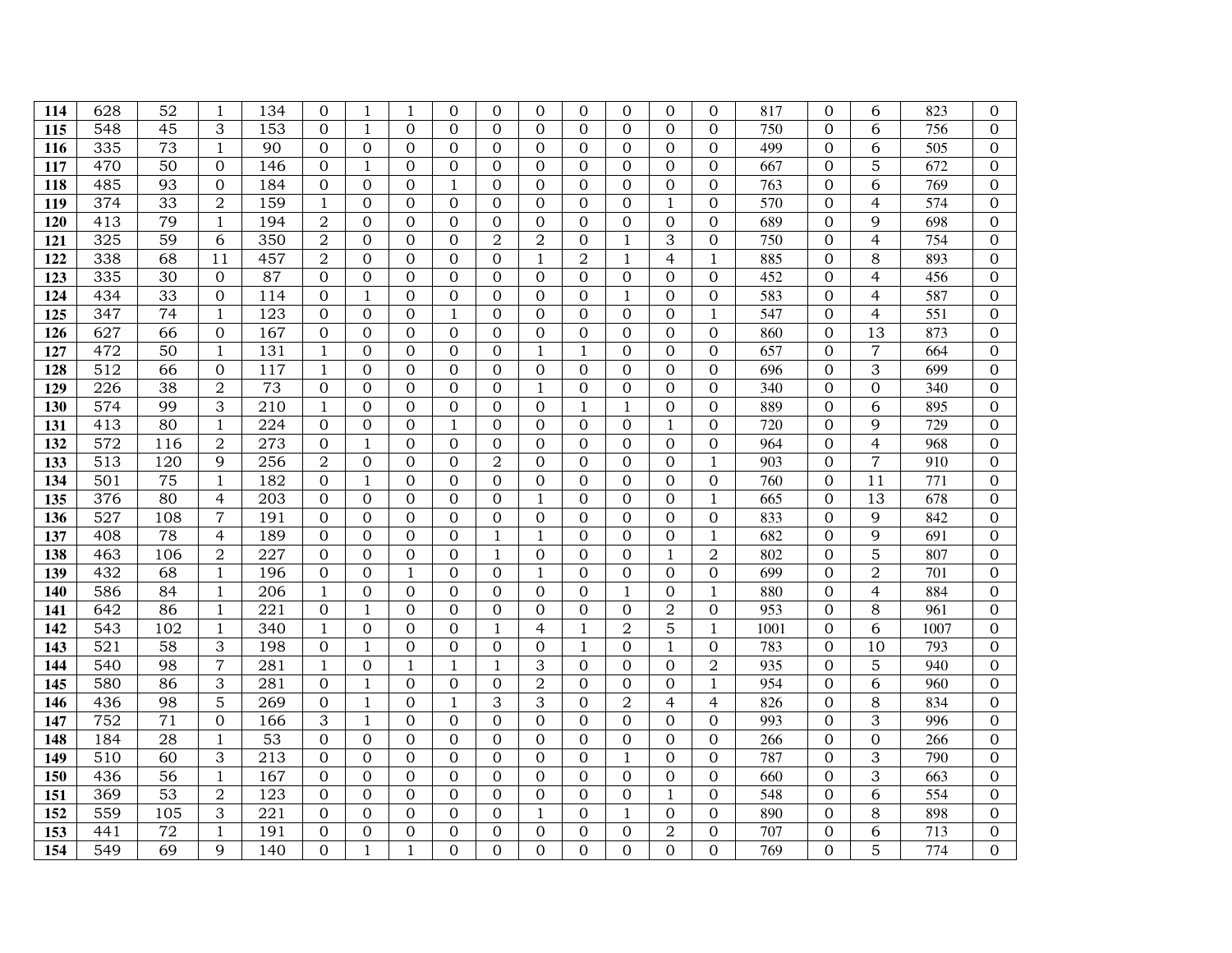| | | | | | | | | | | | | | | | | | | |
|---|---|---|---|---|---|---|---|---|---|---|---|---|---|---|---|---|---|---|
| **114** | 628 | 52 | 1 | 134 | 0 | 1 | 1 | 0 | 0 | 0 | 0 | 0 | 0 | 0 | 817 | 0 | 6 | 823 | 0 |
| **115** | 548 | 45 | 3 | 153 | 0 | 1 | 0 | 0 | 0 | 0 | 0 | 0 | 0 | 0 | 750 | 0 | 6 | 756 | 0 |
| **116** | 335 | 73 | 1 | 90 | 0 | 0 | 0 | 0 | 0 | 0 | 0 | 0 | 0 | 0 | 499 | 0 | 6 | 505 | 0 |
| **117** | 470 | 50 | 0 | 146 | 0 | 1 | 0 | 0 | 0 | 0 | 0 | 0 | 0 | 0 | 667 | 0 | 5 | 672 | 0 |
| **118** | 485 | 93 | 0 | 184 | 0 | 0 | 0 | 1 | 0 | 0 | 0 | 0 | 0 | 0 | 763 | 0 | 6 | 769 | 0 |
| **119** | 374 | 33 | 2 | 159 | 1 | 0 | 0 | 0 | 0 | 0 | 0 | 0 | 1 | 0 | 570 | 0 | 4 | 574 | 0 |
| **120** | 413 | 79 | 1 | 194 | 2 | 0 | 0 | 0 | 0 | 0 | 0 | 0 | 0 | 0 | 689 | 0 | 9 | 698 | 0 |
| **121** | 325 | 59 | 6 | 350 | 2 | 0 | 0 | 0 | 2 | 2 | 0 | 1 | 3 | 0 | 750 | 0 | 4 | 754 | 0 |
| **122** | 338 | 68 | 11 | 457 | 2 | 0 | 0 | 0 | 0 | 1 | 2 | 1 | 4 | 1 | 885 | 0 | 8 | 893 | 0 |
| **123** | 335 | 30 | 0 | 87 | 0 | 0 | 0 | 0 | 0 | 0 | 0 | 0 | 0 | 0 | 452 | 0 | 4 | 456 | 0 |
| **124** | 434 | 33 | 0 | 114 | 0 | 1 | 0 | 0 | 0 | 0 | 0 | 1 | 0 | 0 | 583 | 0 | 4 | 587 | 0 |
| **125** | 347 | 74 | 1 | 123 | 0 | 0 | 0 | 1 | 0 | 0 | 0 | 0 | 0 | 1 | 547 | 0 | 4 | 551 | 0 |
| **126** | 627 | 66 | 0 | 167 | 0 | 0 | 0 | 0 | 0 | 0 | 0 | 0 | 0 | 0 | 860 | 0 | 13 | 873 | 0 |
| **127** | 472 | 50 | 1 | 131 | 1 | 0 | 0 | 0 | 0 | 1 | 1 | 0 | 0 | 0 | 657 | 0 | 7 | 664 | 0 |
| **128** | 512 | 66 | 0 | 117 | 1 | 0 | 0 | 0 | 0 | 0 | 0 | 0 | 0 | 0 | 696 | 0 | 3 | 699 | 0 |
| **129** | 226 | 38 | 2 | 73 | 0 | 0 | 0 | 0 | 0 | 1 | 0 | 0 | 0 | 0 | 340 | 0 | 0 | 340 | 0 |
| **130** | 574 | 99 | 3 | 210 | 1 | 0 | 0 | 0 | 0 | 0 | 1 | 1 | 0 | 0 | 889 | 0 | 6 | 895 | 0 |
| **131** | 413 | 80 | 1 | 224 | 0 | 0 | 0 | 1 | 0 | 0 | 0 | 0 | 1 | 0 | 720 | 0 | 9 | 729 | 0 |
| **132** | 572 | 116 | 2 | 273 | 0 | 1 | 0 | 0 | 0 | 0 | 0 | 0 | 0 | 0 | 964 | 0 | 4 | 968 | 0 |
| **133** | 513 | 120 | 9 | 256 | 2 | 0 | 0 | 0 | 2 | 0 | 0 | 0 | 0 | 1 | 903 | 0 | 7 | 910 | 0 |
| **134** | 501 | 75 | 1 | 182 | 0 | 1 | 0 | 0 | 0 | 0 | 0 | 0 | 0 | 0 | 760 | 0 | 11 | 771 | 0 |
| **135** | 376 | 80 | 4 | 203 | 0 | 0 | 0 | 0 | 0 | 1 | 0 | 0 | 0 | 1 | 665 | 0 | 13 | 678 | 0 |
| **136** | 527 | 108 | 7 | 191 | 0 | 0 | 0 | 0 | 0 | 0 | 0 | 0 | 0 | 0 | 833 | 0 | 9 | 842 | 0 |
| **137** | 408 | 78 | 4 | 189 | 0 | 0 | 0 | 0 | 1 | 1 | 0 | 0 | 0 | 1 | 682 | 0 | 9 | 691 | 0 |
| **138** | 463 | 106 | 2 | 227 | 0 | 0 | 0 | 0 | 1 | 0 | 0 | 0 | 1 | 2 | 802 | 0 | 5 | 807 | 0 |
| **139** | 432 | 68 | 1 | 196 | 0 | 0 | 1 | 0 | 0 | 1 | 0 | 0 | 0 | 0 | 699 | 0 | 2 | 701 | 0 |
| **140** | 586 | 84 | 1 | 206 | 1 | 0 | 0 | 0 | 0 | 0 | 0 | 1 | 0 | 1 | 880 | 0 | 4 | 884 | 0 |
| **141** | 642 | 86 | 1 | 221 | 0 | 1 | 0 | 0 | 0 | 0 | 0 | 0 | 2 | 0 | 953 | 0 | 8 | 961 | 0 |
| **142** | 543 | 102 | 1 | 340 | 1 | 0 | 0 | 0 | 1 | 4 | 1 | 2 | 5 | 1 | 1001 | 0 | 6 | 1007 | 0 |
| **143** | 521 | 58 | 3 | 198 | 0 | 1 | 0 | 0 | 0 | 0 | 1 | 0 | 1 | 0 | 783 | 0 | 10 | 793 | 0 |
| **144** | 540 | 98 | 7 | 281 | 1 | 0 | 1 | 1 | 1 | 3 | 0 | 0 | 0 | 2 | 935 | 0 | 5 | 940 | 0 |
| **145** | 580 | 86 | 3 | 281 | 0 | 1 | 0 | 0 | 0 | 2 | 0 | 0 | 0 | 1 | 954 | 0 | 6 | 960 | 0 |
| **146** | 436 | 98 | 5 | 269 | 0 | 1 | 0 | 1 | 3 | 3 | 0 | 2 | 4 | 4 | 826 | 0 | 8 | 834 | 0 |
| **147** | 752 | 71 | 0 | 166 | 3 | 1 | 0 | 0 | 0 | 0 | 0 | 0 | 0 | 0 | 993 | 0 | 3 | 996 | 0 |
| **148** | 184 | 28 | 1 | 53 | 0 | 0 | 0 | 0 | 0 | 0 | 0 | 0 | 0 | 0 | 266 | 0 | 0 | 266 | 0 |
| **149** | 510 | 60 | 3 | 213 | 0 | 0 | 0 | 0 | 0 | 0 | 0 | 1 | 0 | 0 | 787 | 0 | 3 | 790 | 0 |
| **150** | 436 | 56 | 1 | 167 | 0 | 0 | 0 | 0 | 0 | 0 | 0 | 0 | 0 | 0 | 660 | 0 | 3 | 663 | 0 |
| **151** | 369 | 53 | 2 | 123 | 0 | 0 | 0 | 0 | 0 | 0 | 0 | 0 | 1 | 0 | 548 | 0 | 6 | 554 | 0 |
| **152** | 559 | 105 | 3 | 221 | 0 | 0 | 0 | 0 | 0 | 1 | 0 | 1 | 0 | 0 | 890 | 0 | 8 | 898 | 0 |
| **153** | 441 | 72 | 1 | 191 | 0 | 0 | 0 | 0 | 0 | 0 | 0 | 0 | 2 | 0 | 707 | 0 | 6 | 713 | 0 |
| **154** | 549 | 69 | 9 | 140 | 0 | 1 | 1 | 0 | 0 | 0 | 0 | 0 | 0 | 0 | 769 | 0 | 5 | 774 | 0 |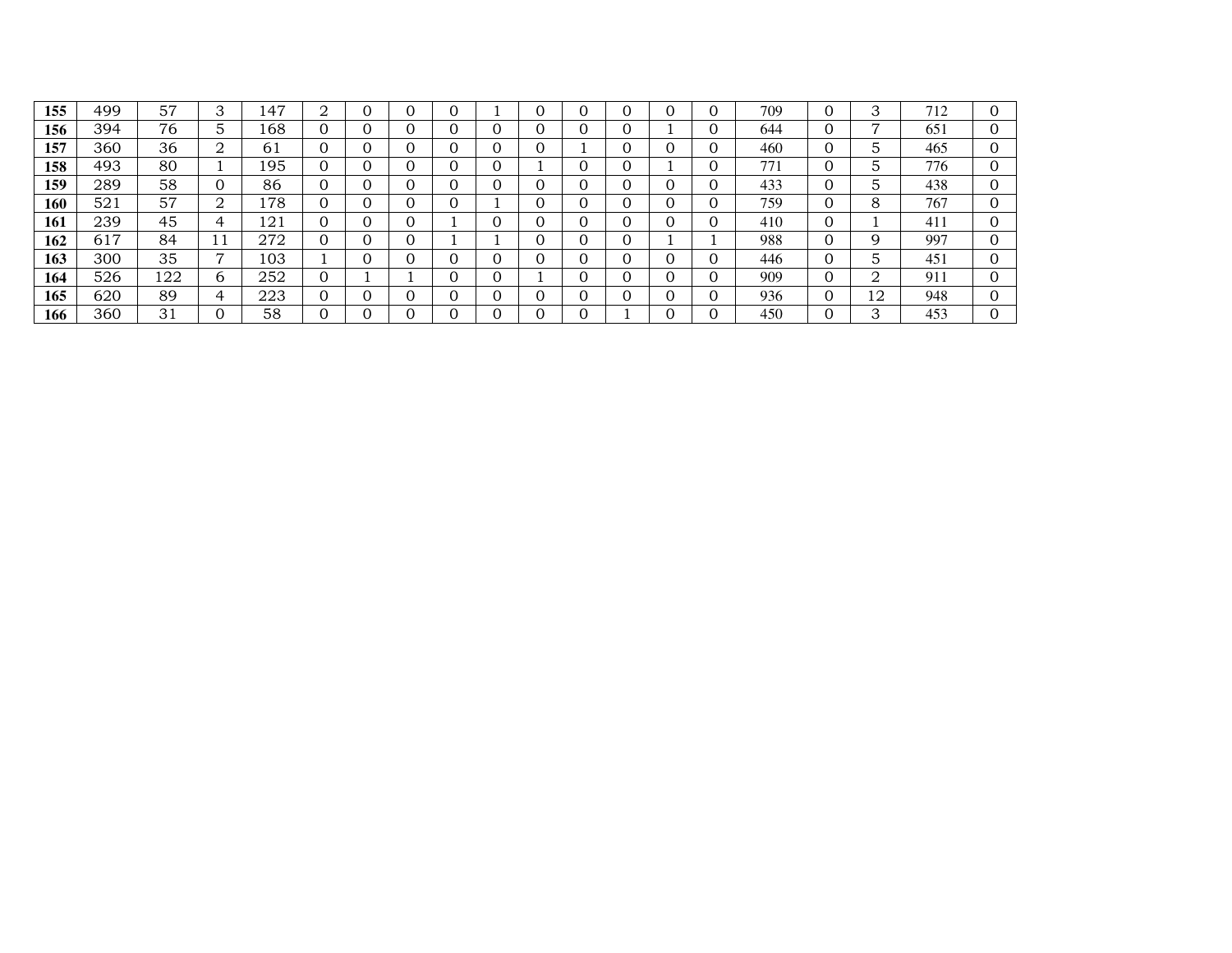| **155** | 499 | 57 | 3 | 147 | 2 | 0 | 0 | 0 | 1 | 0 | 0 | 0 | 0 | 0 | 709 | 0 | 3 | 712 | 0 |
|---|---|---|---|---|---|---|---|---|---|---|---|---|---|---|---|---|---|---|---|
| **156** | 394 | 76 | 5 | 168 | 0 | 0 | 0 | 0 | 0 | 0 | 0 | 0 | 1 | 0 | 644 | 0 | 7 | 651 | 0 |
| **157** | 360 | 36 | 2 | 61 | 0 | 0 | 0 | 0 | 0 | 0 | 1 | 0 | 0 | 0 | 460 | 0 | 5 | 465 | 0 |
| **158** | 493 | 80 | 1 | 195 | 0 | 0 | 0 | 0 | 0 | 1 | 0 | 0 | 1 | 0 | 771 | 0 | 5 | 776 | 0 |
| **159** | 289 | 58 | 0 | 86 | 0 | 0 | 0 | 0 | 0 | 0 | 0 | 0 | 0 | 0 | 433 | 0 | 5 | 438 | 0 |
| **160** | 521 | 57 | 2 | 178 | 0 | 0 | 0 | 0 | 1 | 0 | 0 | 0 | 0 | 0 | 759 | 0 | 8 | 767 | 0 |
| **161** | 239 | 45 | 4 | 121 | 0 | 0 | 0 | 1 | 0 | 0 | 0 | 0 | 0 | 0 | 410 | 0 | 1 | 411 | 0 |
| **162** | 617 | 84 | 11 | 272 | 0 | 0 | 0 | 1 | 1 | 0 | 0 | 0 | 1 | 1 | 988 | 0 | 9 | 997 | 0 |
| **163** | 300 | 35 | 7 | 103 | 1 | 0 | 0 | 0 | 0 | 0 | 0 | 0 | 0 | 0 | 446 | 0 | 5 | 451 | 0 |
| **164** | 526 | 122 | 6 | 252 | 0 | 1 | 1 | 0 | 0 | 1 | 0 | 0 | 0 | 0 | 909 | 0 | 2 | 911 | 0 |
| **165** | 620 | 89 | 4 | 223 | 0 | 0 | 0 | 0 | 0 | 0 | 0 | 0 | 0 | 0 | 936 | 0 | 12 | 948 | 0 |
| **166** | 360 | 31 | 0 | 58 | 0 | 0 | 0 | 0 | 0 | 0 | 0 | 1 | 0 | 0 | 450 | 0 | 3 | 453 | 0 |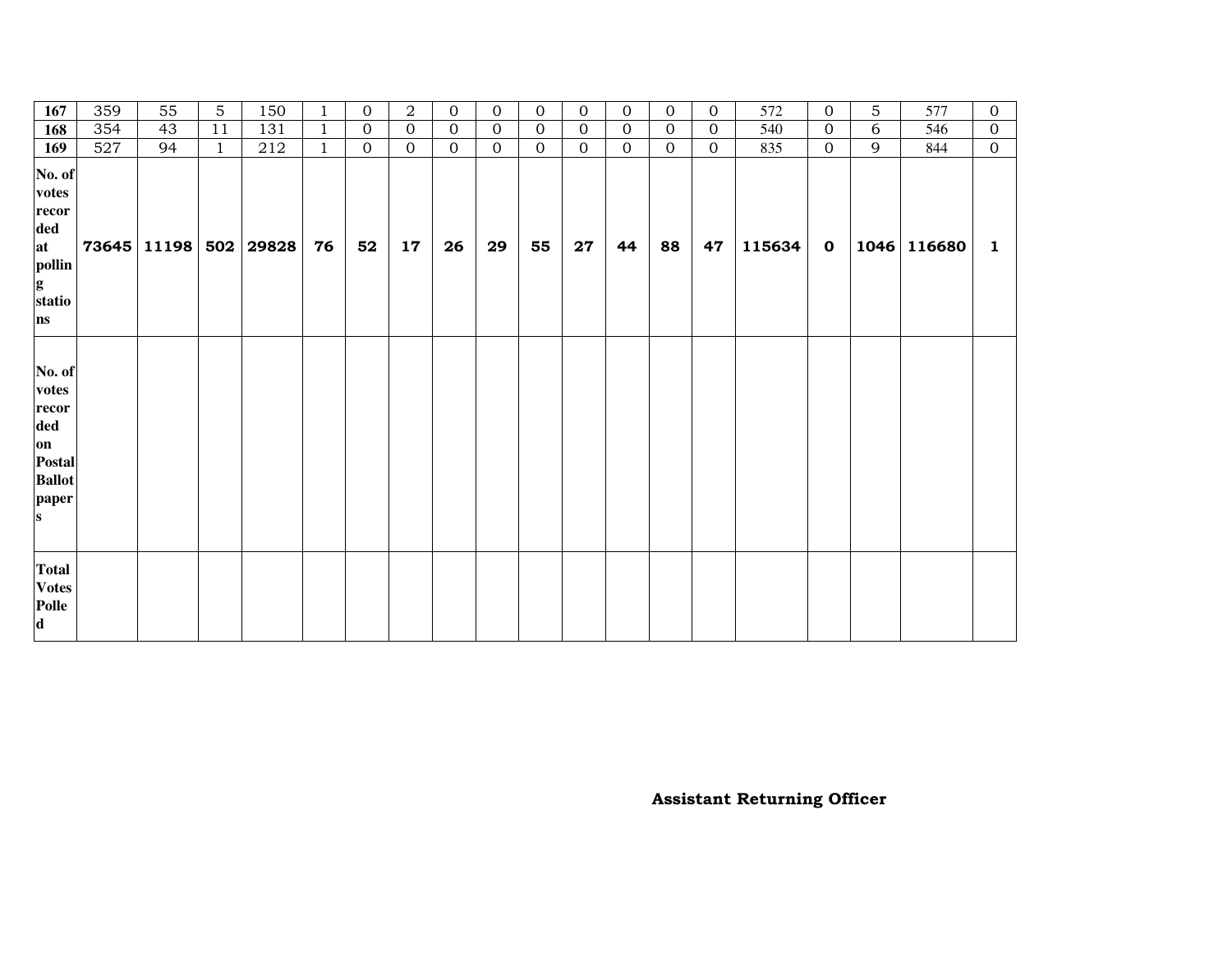| | | | | | | | | | | | | | | | | | | | |
|---|---|---|---|---|---|---|---|---|---|---|---|---|---|---|---|---|---|---|---|
| **167** | 359 | 55 | 5 | 150 | 1 | 0 | 2 | 0 | 0 | 0 | 0 | 0 | 0 | 0 | 572 | 0 | 5 | 577 | 0 |
| **168** | 354 | 43 | 11 | 131 | 1 | 0 | 0 | 0 | 0 | 0 | 0 | 0 | 0 | 0 | 540 | 0 | 6 | 546 | 0 |
| **169** | 527 | 94 | 1 | 212 | 1 | 0 | 0 | 0 | 0 | 0 | 0 | 0 | 0 | 0 | 835 | 0 | 9 | 844 | 0 |
| **No. of votes recorded at polling stations** | **73645** | **11198** | **502** | **29828** | **76** | **52** | **17** | **26** | **29** | **55** | **27** | **44** | **88** | **47** | **115634** | **0** | **1046** | **116680** | **1** |
| **No. of votes recorded on Postal Ballot papers** | | | | | | | | | | | | | | | | | | | |
| **Total Votes Polled** | | | | | | | | | | | | | | | | | | | |

**Assistant Returning Officer**